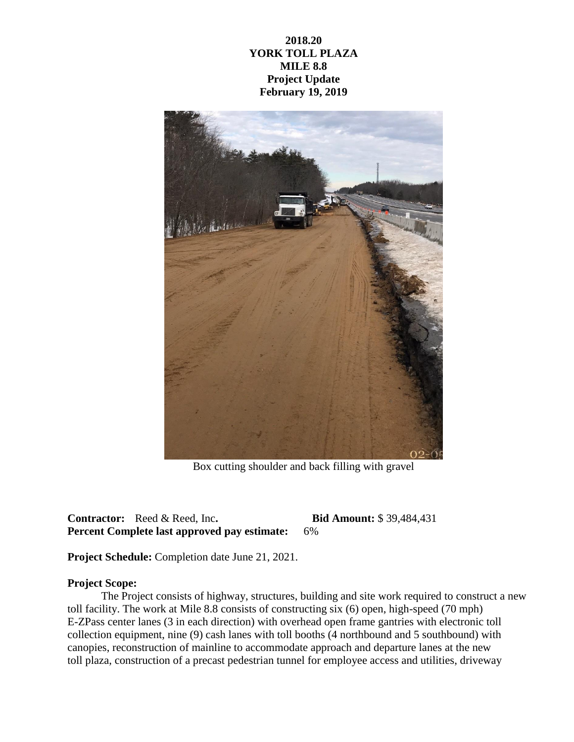**2018.20**
**YORK TOLL PLAZA**
**MILE 8.8**
**Project Update**
**February 19, 2019**

Box cutting shoulder and back filling with gravel

**Contractor:** Reed & Reed, Inc. **Bid Amount:** $ 39,484,431
**Percent Complete last approved pay estimate:** 6%

**Project Schedule:** Completion date June 21, 2021.

**Project Scope:**

The Project consists of highway, structures, building and site work required to construct a new toll facility. The work at Mile 8.8 consists of constructing six (6) open, high-speed (70 mph) E-ZPass center lanes (3 in each direction) with overhead open frame gantries with electronic toll collection equipment, nine (9) cash lanes with toll booths (4 northbound and 5 southbound) with canopies, reconstruction of mainline to accommodate approach and departure lanes at the new toll plaza, construction of a precast pedestrian tunnel for employee access and utilities, driveway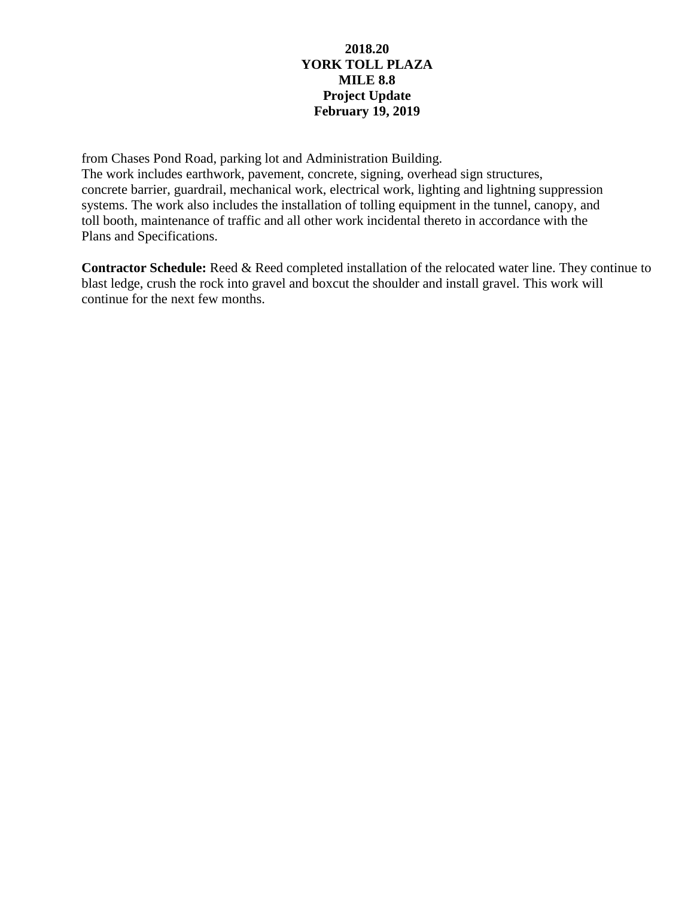from Chases Pond Road, parking lot and Administration Building.
The work includes earthwork, pavement, concrete, signing, overhead sign structures, concrete barrier, guardrail, mechanical work, electrical work, lighting and lightning suppression systems. The work also includes the installation of tolling equipment in the tunnel, canopy, and toll booth, maintenance of traffic and all other work incidental thereto in accordance with the Plans and Specifications.

**Contractor Schedule:** Reed & Reed completed installation of the relocated water line. They continue to blast ledge, crush the rock into gravel and boxcut the shoulder and install gravel. This work will continue for the next few months.